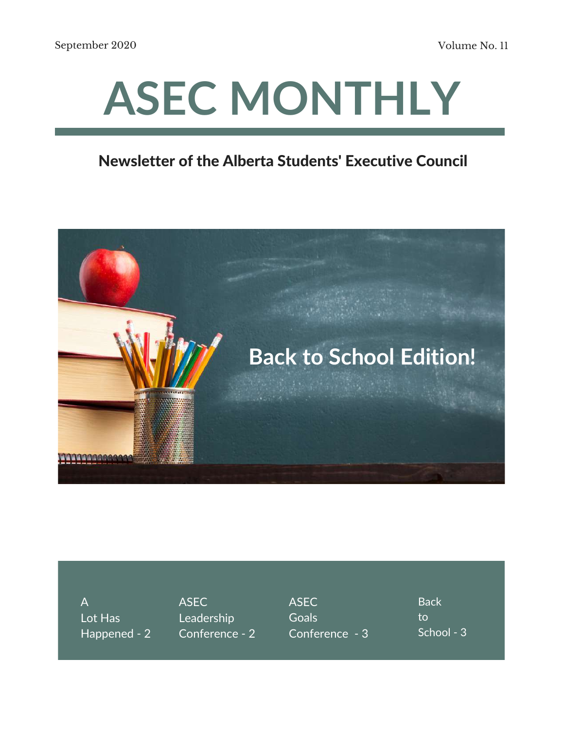September 2020

Volume No. 11

# ASEC MONTHLY

## Newsletter of the Alberta Students' Executive Council

Back to School Edition!

- A Lot Has Happened - 2
- ASEC Leadership Conference - 2
- ASEC Goals Conference - 3
- Back to School - 3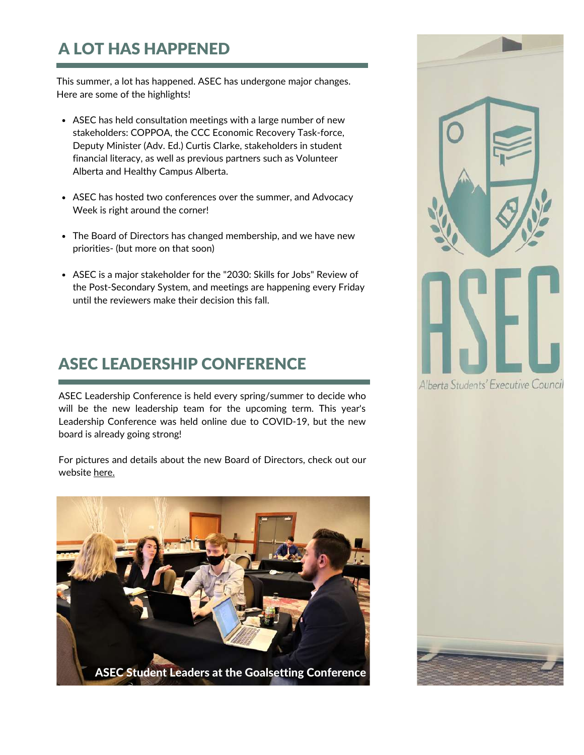## A LOT HAS HAPPENED

This summer, a lot has happened. ASEC has undergone major changes. Here are some of the highlights!

- ASEC has held consultation meetings with a large number of new stakeholders: COPPOA, the CCC Economic Recovery Task-force, Deputy Minister (Adv. Ed.) Curtis Clarke, stakeholders in student financial literacy, as well as previous partners such as Volunteer Alberta and Healthy Campus Alberta.
- ASEC has hosted two conferences over the summer, and Advocacy Week is right around the corner!
- The Board of Directors has changed membership, and we have new priorities- (but more on that soon)
- ASEC is a major stakeholder for the "2030: Skills for Jobs" Review of the Post-Secondary System, and meetings are happening every Friday until the reviewers make their decision this fall.

## ASEC LEADERSHIP CONFERENCE

ASEC Leadership Conference is held every spring/summer to decide who will be the new leadership team for the upcoming term. This year's Leadership Conference was held online due to COVID-19, but the new board is already going strong!

For pictures and details about the new Board of Directors, check out our website here.

**ASEC Student Leaders at the Goalsetting Conference**

Alberta Students' Executive Council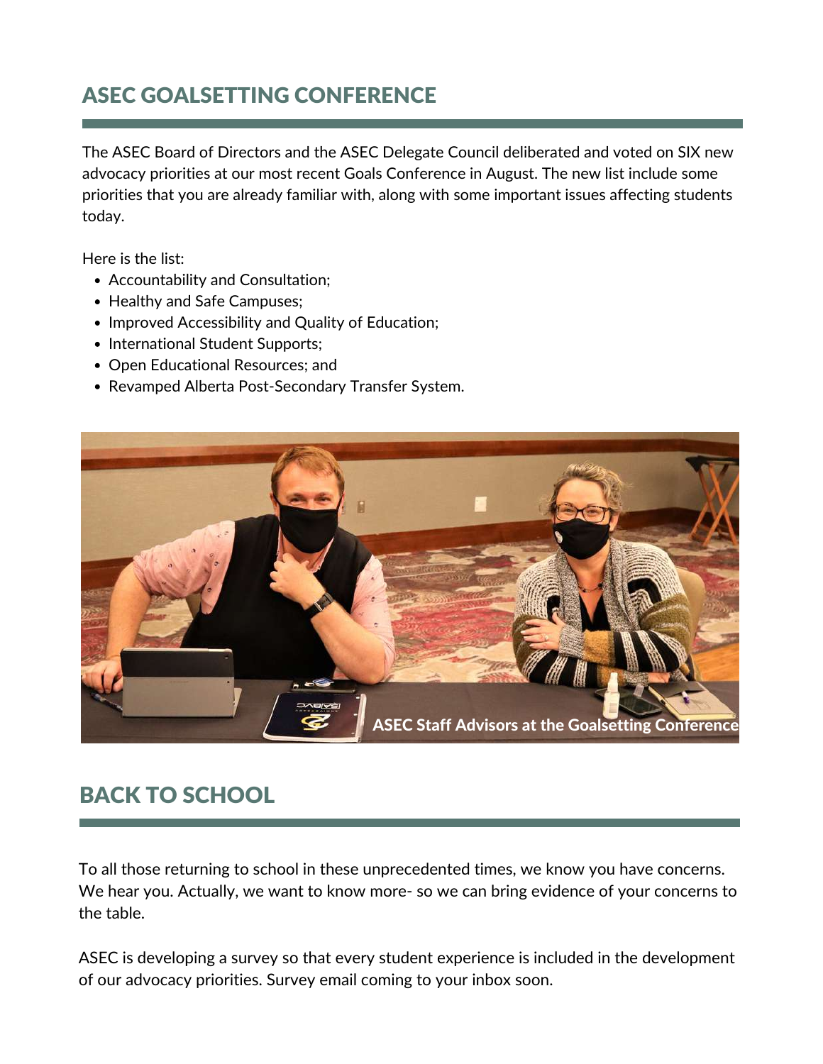## ASEC GOALSETTING CONFERENCE

The ASEC Board of Directors and the ASEC Delegate Council deliberated and voted on SIX new advocacy priorities at our most recent Goals Conference in August. The new list include some priorities that you are already familiar with, along with some important issues affecting students today.

Here is the list:

- Accountability and Consultation;
- Healthy and Safe Campuses;
- Improved Accessibility and Quality of Education;
- International Student Supports;
- Open Educational Resources; and
- Revamped Alberta Post-Secondary Transfer System.

ASEC Staff Advisors at the Goalsetting Conference

## BACK TO SCHOOL

To all those returning to school in these unprecedented times, we know you have concerns. We hear you. Actually, we want to know more- so we can bring evidence of your concerns to the table.

ASEC is developing a survey so that every student experience is included in the development of our advocacy priorities. Survey email coming to your inbox soon.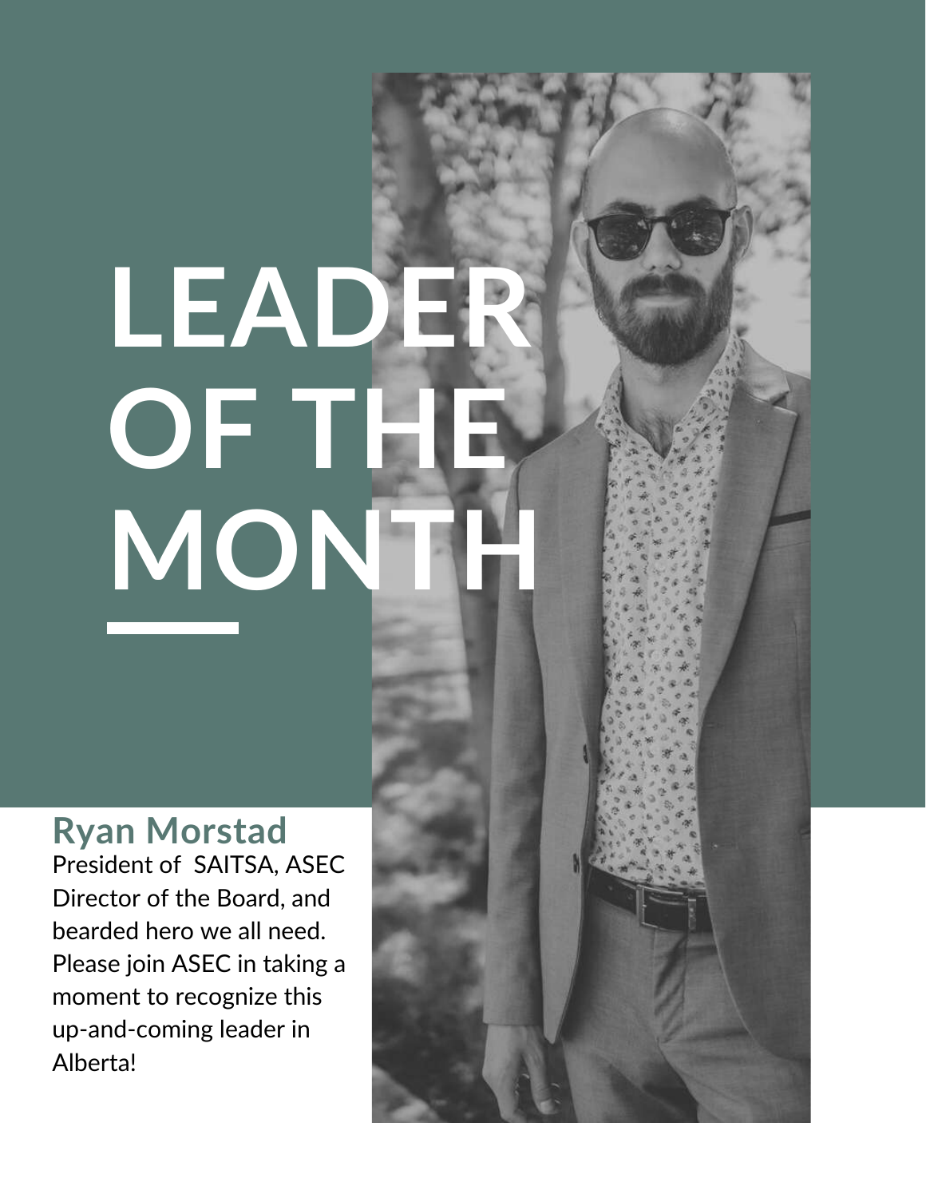# LEADER OF THE MONTH

## Ryan Morstad

President of SAITSA, ASEC Director of the Board, and bearded hero we all need. Please join ASEC in taking a moment to recognize this up-and-coming leader in Alberta!